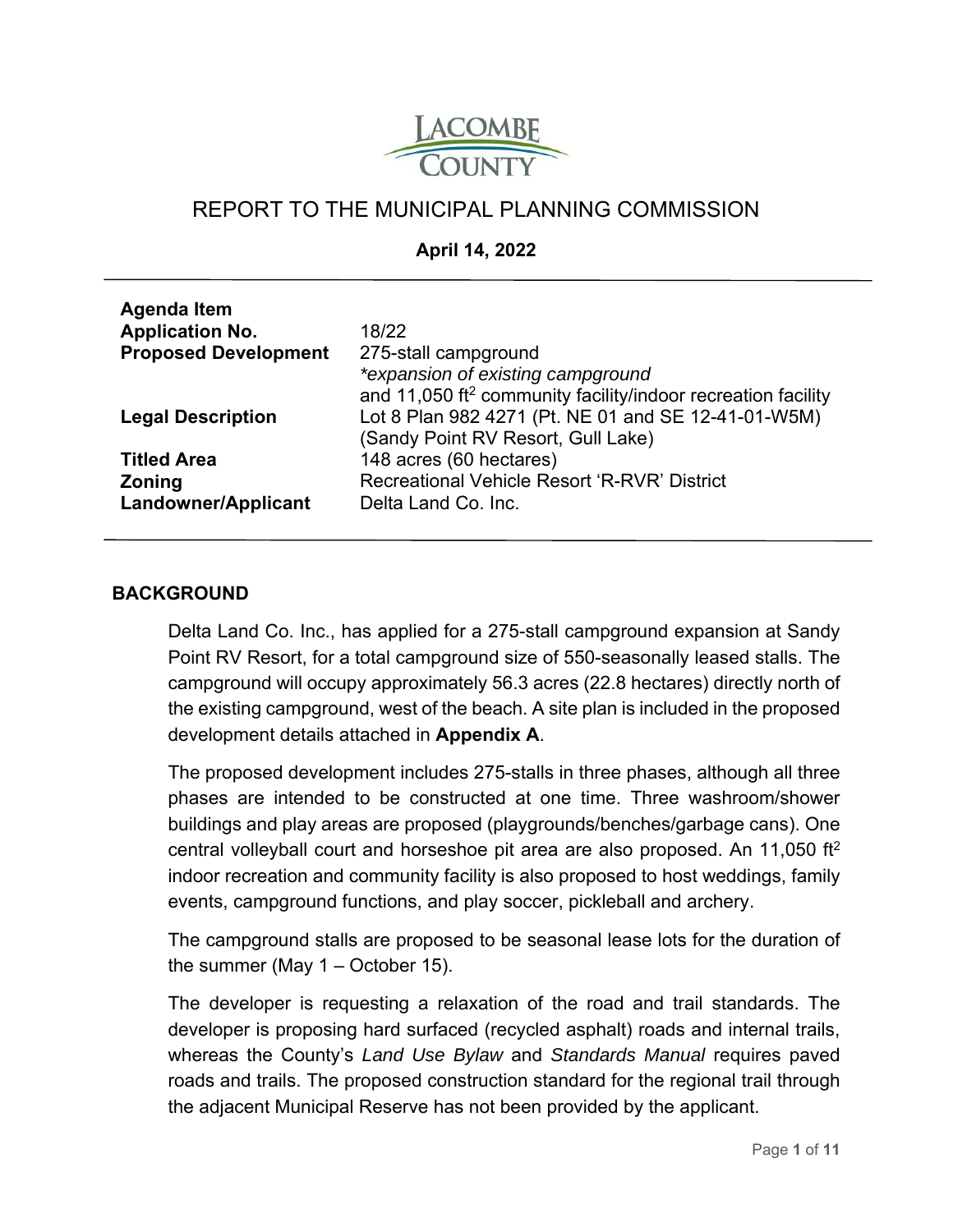# REPORT TO THE MUNICIPAL PLANNING COMMISSION

**April 14, 2022**

| | |
|---|---|
| **Agenda Item** | |
| **Application No.** | 18/22 |
| **Proposed Development** | 275-stall campground<br>*\*expansion of existing campground*<br>and 11,050 $ft^2$ community facility/indoor recreation facility |
| **Legal Description** | Lot 8 Plan 982 4271 (Pt. NE 01 and SE 12-41-01-W5M)<br>(Sandy Point RV Resort, Gull Lake) |
| **Titled Area** | 148 acres (60 hectares) |
| **Zoning** | Recreational Vehicle Resort 'R-RVR' District |
| **Landowner/Applicant** | Delta Land Co. Inc. |

## BACKGROUND

Delta Land Co. Inc., has applied for a 275-stall campground expansion at Sandy Point RV Resort, for a total campground size of 550-seasonally leased stalls. The campground will occupy approximately 56.3 acres (22.8 hectares) directly north of the existing campground, west of the beach. A site plan is included in the proposed development details attached in **Appendix A**.

The proposed development includes 275-stalls in three phases, although all three phases are intended to be constructed at one time. Three washroom/shower buildings and play areas are proposed (playgrounds/benches/garbage cans). One central volleyball court and horseshoe pit area are also proposed. An 11,050 $ft^2$ indoor recreation and community facility is also proposed to host weddings, family events, campground functions, and play soccer, pickleball and archery.

The campground stalls are proposed to be seasonal lease lots for the duration of the summer (May 1 – October 15).

The developer is requesting a relaxation of the road and trail standards. The developer is proposing hard surfaced (recycled asphalt) roads and internal trails, whereas the County's *Land Use Bylaw* and *Standards Manual* requires paved roads and trails. The proposed construction standard for the regional trail through the adjacent Municipal Reserve has not been provided by the applicant.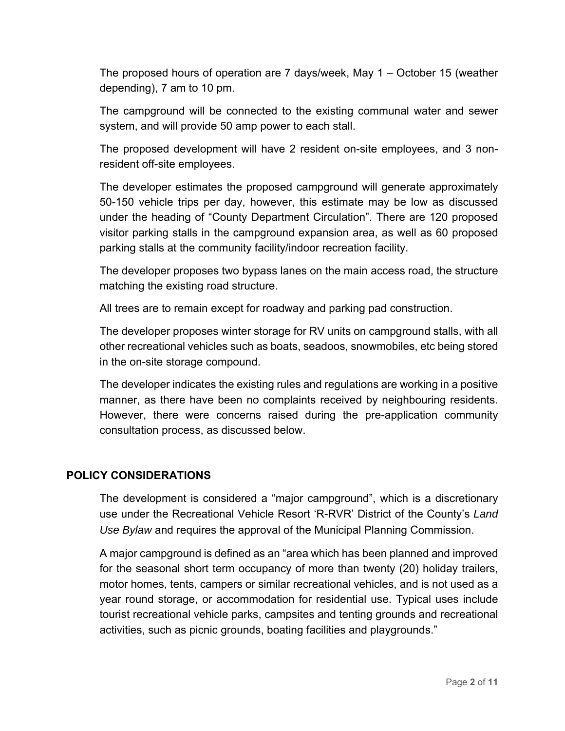The proposed hours of operation are 7 days/week, May 1 – October 15 (weather depending), 7 am to 10 pm.

The campground will be connected to the existing communal water and sewer system, and will provide 50 amp power to each stall.

The proposed development will have 2 resident on-site employees, and 3 non-resident off-site employees.

The developer estimates the proposed campground will generate approximately 50-150 vehicle trips per day, however, this estimate may be low as discussed under the heading of "County Department Circulation". There are 120 proposed visitor parking stalls in the campground expansion area, as well as 60 proposed parking stalls at the community facility/indoor recreation facility.

The developer proposes two bypass lanes on the main access road, the structure matching the existing road structure.

All trees are to remain except for roadway and parking pad construction.

The developer proposes winter storage for RV units on campground stalls, with all other recreational vehicles such as boats, seadoos, snowmobiles, etc being stored in the on-site storage compound.

The developer indicates the existing rules and regulations are working in a positive manner, as there have been no complaints received by neighbouring residents. However, there were concerns raised during the pre-application community consultation process, as discussed below.

## POLICY CONSIDERATIONS

The development is considered a "major campground", which is a discretionary use under the Recreational Vehicle Resort 'R-RVR' District of the County's *Land Use Bylaw* and requires the approval of the Municipal Planning Commission.

A major campground is defined as an "area which has been planned and improved for the seasonal short term occupancy of more than twenty (20) holiday trailers, motor homes, tents, campers or similar recreational vehicles, and is not used as a year round storage, or accommodation for residential use. Typical uses include tourist recreational vehicle parks, campsites and tenting grounds and recreational activities, such as picnic grounds, boating facilities and playgrounds."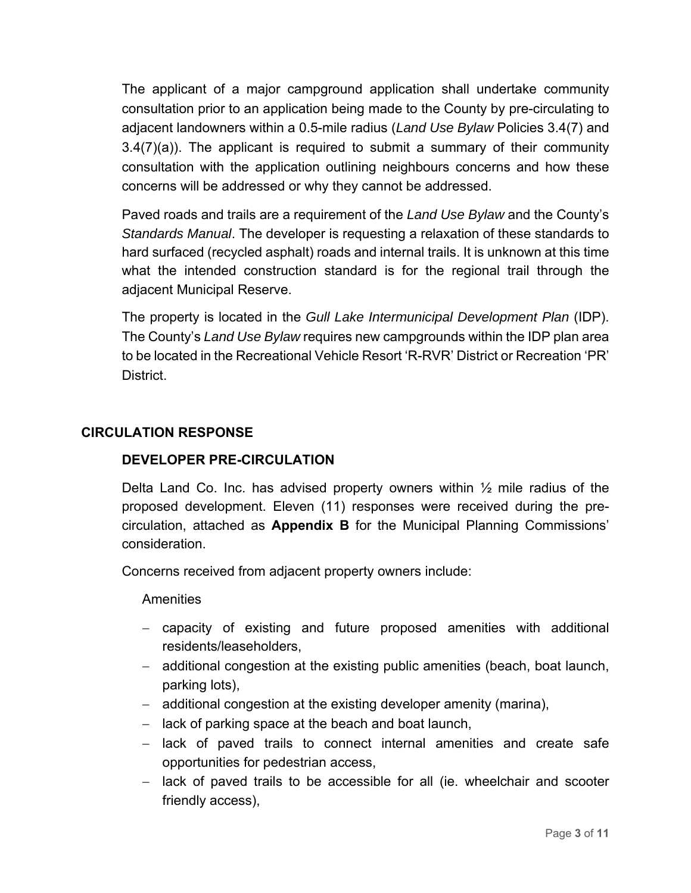The applicant of a major campground application shall undertake community consultation prior to an application being made to the County by pre-circulating to adjacent landowners within a 0.5-mile radius (*Land Use Bylaw* Policies 3.4(7) and 3.4(7)(a)). The applicant is required to submit a summary of their community consultation with the application outlining neighbours concerns and how these concerns will be addressed or why they cannot be addressed.

Paved roads and trails are a requirement of the *Land Use Bylaw* and the County's *Standards Manual*. The developer is requesting a relaxation of these standards to hard surfaced (recycled asphalt) roads and internal trails. It is unknown at this time what the intended construction standard is for the regional trail through the adjacent Municipal Reserve.

The property is located in the *Gull Lake Intermunicipal Development Plan* (IDP). The County's *Land Use Bylaw* requires new campgrounds within the IDP plan area to be located in the Recreational Vehicle Resort 'R-RVR' District or Recreation 'PR' District.

## CIRCULATION RESPONSE

### DEVELOPER PRE-CIRCULATION

Delta Land Co. Inc. has advised property owners within ½ mile radius of the proposed development. Eleven (11) responses were received during the pre-circulation, attached as **Appendix B** for the Municipal Planning Commissions' consideration.

Concerns received from adjacent property owners include:

Amenities

- capacity of existing and future proposed amenities with additional residents/leaseholders,
- additional congestion at the existing public amenities (beach, boat launch, parking lots),
- additional congestion at the existing developer amenity (marina),
- lack of parking space at the beach and boat launch,
- lack of paved trails to connect internal amenities and create safe opportunities for pedestrian access,
- lack of paved trails to be accessible for all (ie. wheelchair and scooter friendly access),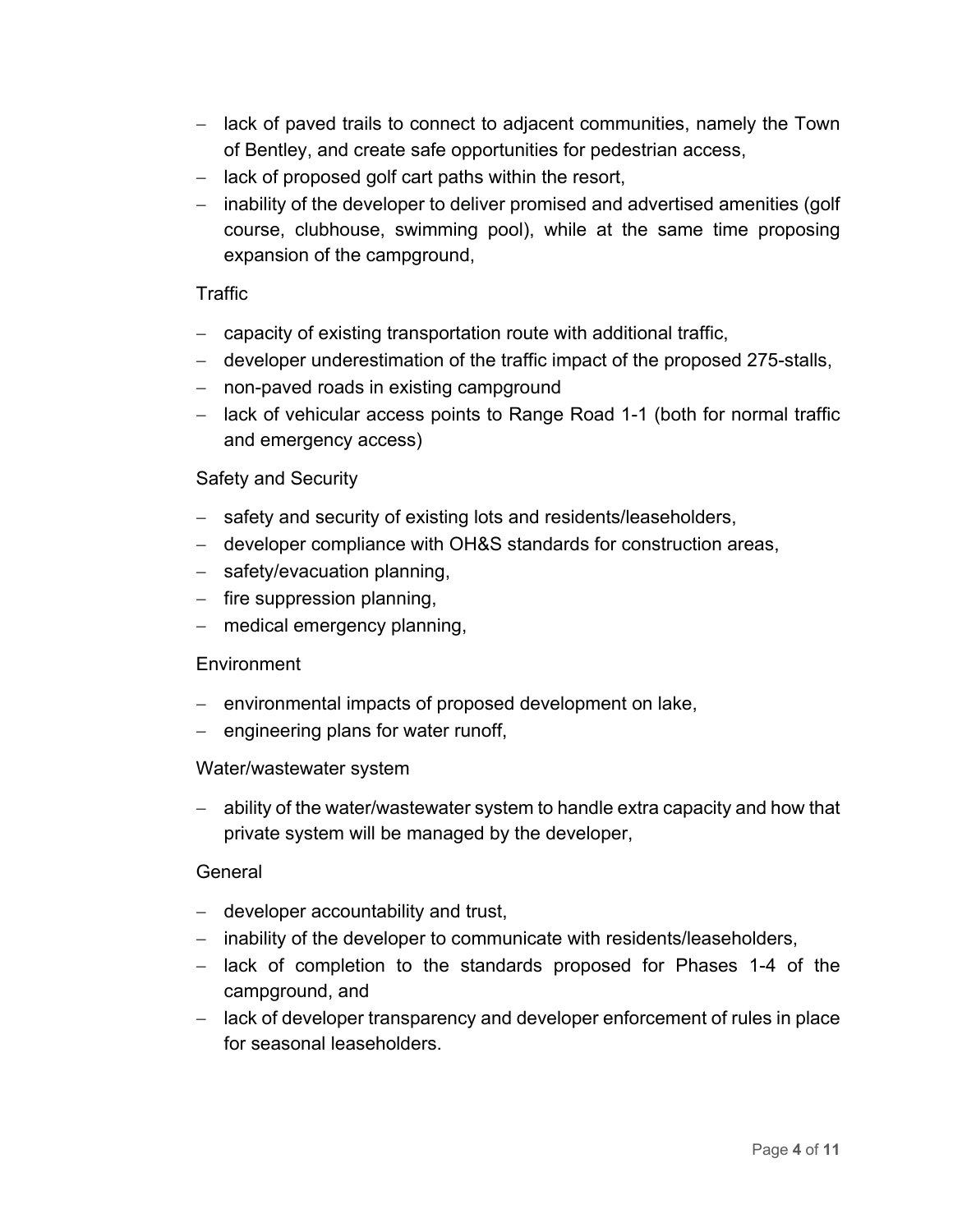- lack of paved trails to connect to adjacent communities, namely the Town of Bentley, and create safe opportunities for pedestrian access,
- lack of proposed golf cart paths within the resort,
- inability of the developer to deliver promised and advertised amenities (golf course, clubhouse, swimming pool), while at the same time proposing expansion of the campground,

Traffic

- capacity of existing transportation route with additional traffic,
- developer underestimation of the traffic impact of the proposed 275-stalls,
- non-paved roads in existing campground
- lack of vehicular access points to Range Road 1-1 (both for normal traffic and emergency access)

Safety and Security

- safety and security of existing lots and residents/leaseholders,
- developer compliance with OH&S standards for construction areas,
- safety/evacuation planning,
- fire suppression planning,
- medical emergency planning,

Environment

- environmental impacts of proposed development on lake,
- engineering plans for water runoff,

Water/wastewater system

- ability of the water/wastewater system to handle extra capacity and how that private system will be managed by the developer,

General

- developer accountability and trust,
- inability of the developer to communicate with residents/leaseholders,
- lack of completion to the standards proposed for Phases 1-4 of the campground, and
- lack of developer transparency and developer enforcement of rules in place for seasonal leaseholders.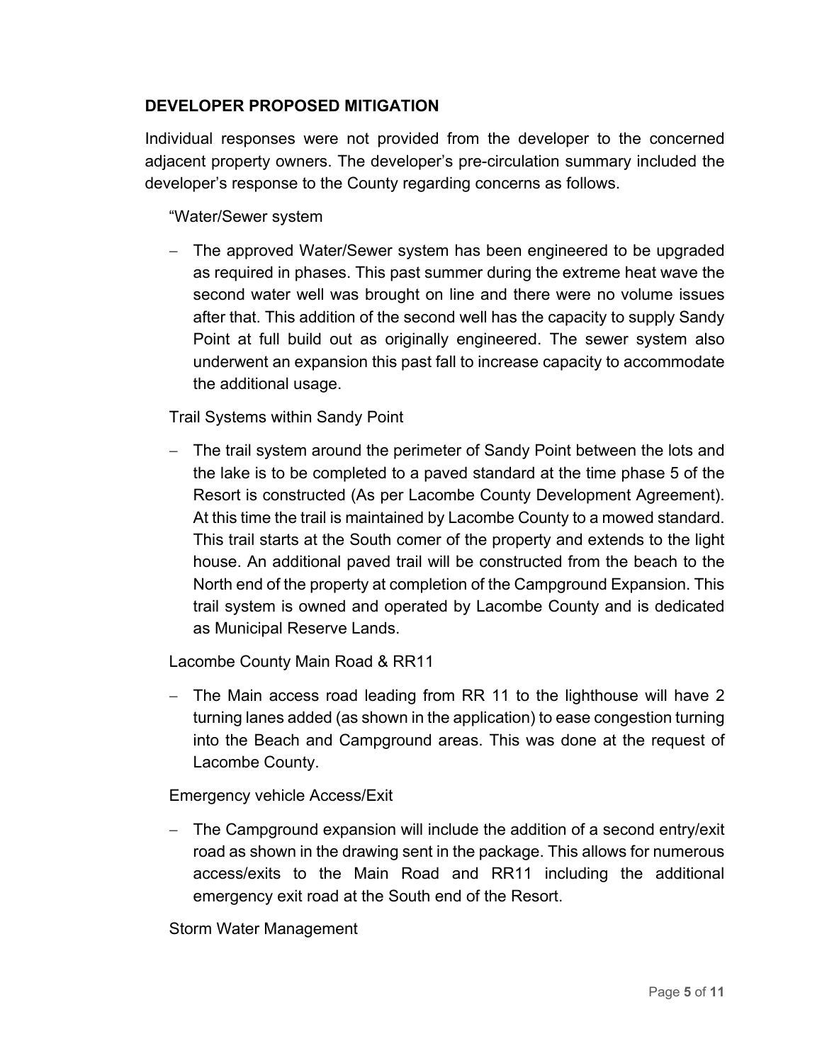## DEVELOPER PROPOSED MITIGATION

Individual responses were not provided from the developer to the concerned adjacent property owners. The developer's pre-circulation summary included the developer's response to the County regarding concerns as follows.

"Water/Sewer system

- The approved Water/Sewer system has been engineered to be upgraded as required in phases. This past summer during the extreme heat wave the second water well was brought on line and there were no volume issues after that. This addition of the second well has the capacity to supply Sandy Point at full build out as originally engineered. The sewer system also underwent an expansion this past fall to increase capacity to accommodate the additional usage.

Trail Systems within Sandy Point

- The trail system around the perimeter of Sandy Point between the lots and the lake is to be completed to a paved standard at the time phase 5 of the Resort is constructed (As per Lacombe County Development Agreement). At this time the trail is maintained by Lacombe County to a mowed standard. This trail starts at the South comer of the property and extends to the light house. An additional paved trail will be constructed from the beach to the North end of the property at completion of the Campground Expansion. This trail system is owned and operated by Lacombe County and is dedicated as Municipal Reserve Lands.

Lacombe County Main Road & RR11

- The Main access road leading from RR 11 to the lighthouse will have 2 turning lanes added (as shown in the application) to ease congestion turning into the Beach and Campground areas. This was done at the request of Lacombe County.

Emergency vehicle Access/Exit

- The Campground expansion will include the addition of a second entry/exit road as shown in the drawing sent in the package. This allows for numerous access/exits to the Main Road and RR11 including the additional emergency exit road at the South end of the Resort.

Storm Water Management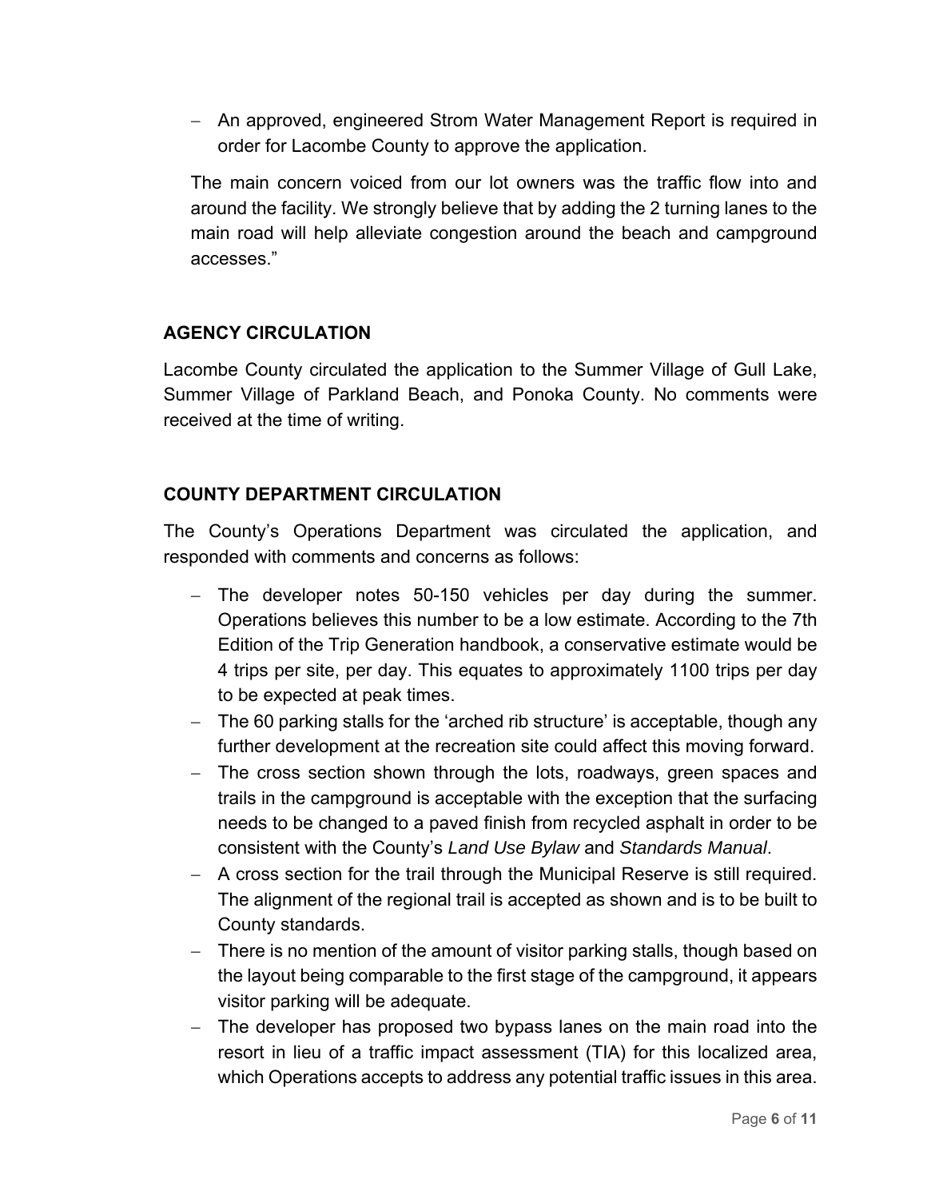- An approved, engineered Strom Water Management Report is required in order for Lacombe County to approve the application.

The main concern voiced from our lot owners was the traffic flow into and around the facility. We strongly believe that by adding the 2 turning lanes to the main road will help alleviate congestion around the beach and campground accesses."

## AGENCY CIRCULATION

Lacombe County circulated the application to the Summer Village of Gull Lake, Summer Village of Parkland Beach, and Ponoka County. No comments were received at the time of writing.

## COUNTY DEPARTMENT CIRCULATION

The County's Operations Department was circulated the application, and responded with comments and concerns as follows:

- The developer notes 50-150 vehicles per day during the summer. Operations believes this number to be a low estimate. According to the 7th Edition of the Trip Generation handbook, a conservative estimate would be 4 trips per site, per day. This equates to approximately 1100 trips per day to be expected at peak times.
- The 60 parking stalls for the 'arched rib structure' is acceptable, though any further development at the recreation site could affect this moving forward.
- The cross section shown through the lots, roadways, green spaces and trails in the campground is acceptable with the exception that the surfacing needs to be changed to a paved finish from recycled asphalt in order to be consistent with the County's *Land Use Bylaw* and *Standards Manual*.
- A cross section for the trail through the Municipal Reserve is still required. The alignment of the regional trail is accepted as shown and is to be built to County standards.
- There is no mention of the amount of visitor parking stalls, though based on the layout being comparable to the first stage of the campground, it appears visitor parking will be adequate.
- The developer has proposed two bypass lanes on the main road into the resort in lieu of a traffic impact assessment (TIA) for this localized area, which Operations accepts to address any potential traffic issues in this area.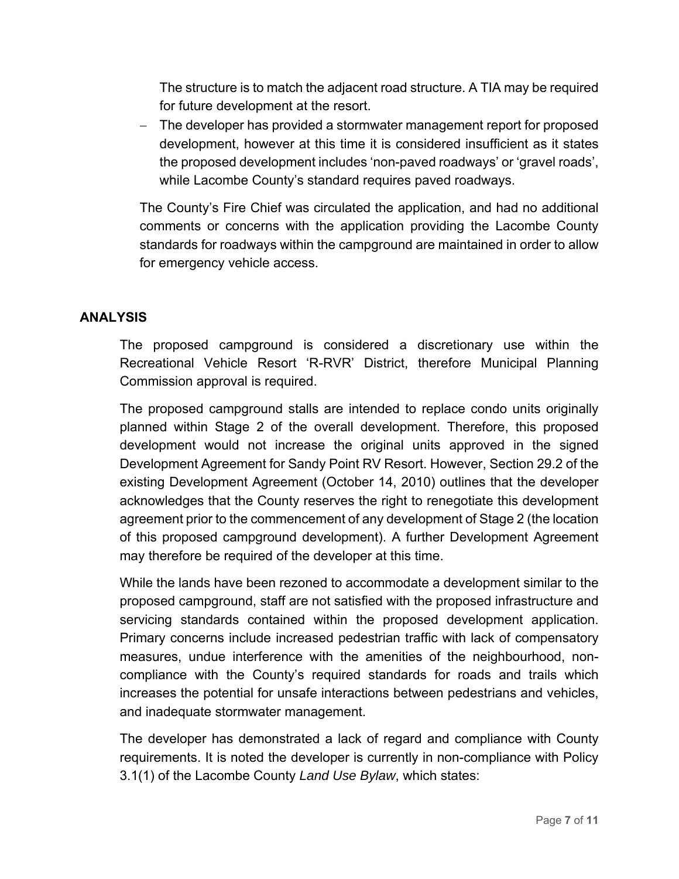The structure is to match the adjacent road structure. A TIA may be required for future development at the resort.

- The developer has provided a stormwater management report for proposed development, however at this time it is considered insufficient as it states the proposed development includes 'non-paved roadways' or 'gravel roads', while Lacombe County's standard requires paved roadways.

The County's Fire Chief was circulated the application, and had no additional comments or concerns with the application providing the Lacombe County standards for roadways within the campground are maintained in order to allow for emergency vehicle access.

## ANALYSIS

The proposed campground is considered a discretionary use within the Recreational Vehicle Resort 'R-RVR' District, therefore Municipal Planning Commission approval is required.

The proposed campground stalls are intended to replace condo units originally planned within Stage 2 of the overall development. Therefore, this proposed development would not increase the original units approved in the signed Development Agreement for Sandy Point RV Resort. However, Section 29.2 of the existing Development Agreement (October 14, 2010) outlines that the developer acknowledges that the County reserves the right to renegotiate this development agreement prior to the commencement of any development of Stage 2 (the location of this proposed campground development). A further Development Agreement may therefore be required of the developer at this time.

While the lands have been rezoned to accommodate a development similar to the proposed campground, staff are not satisfied with the proposed infrastructure and servicing standards contained within the proposed development application. Primary concerns include increased pedestrian traffic with lack of compensatory measures, undue interference with the amenities of the neighbourhood, non-compliance with the County's required standards for roads and trails which increases the potential for unsafe interactions between pedestrians and vehicles, and inadequate stormwater management.

The developer has demonstrated a lack of regard and compliance with County requirements. It is noted the developer is currently in non-compliance with Policy 3.1(1) of the Lacombe County *Land Use Bylaw*, which states: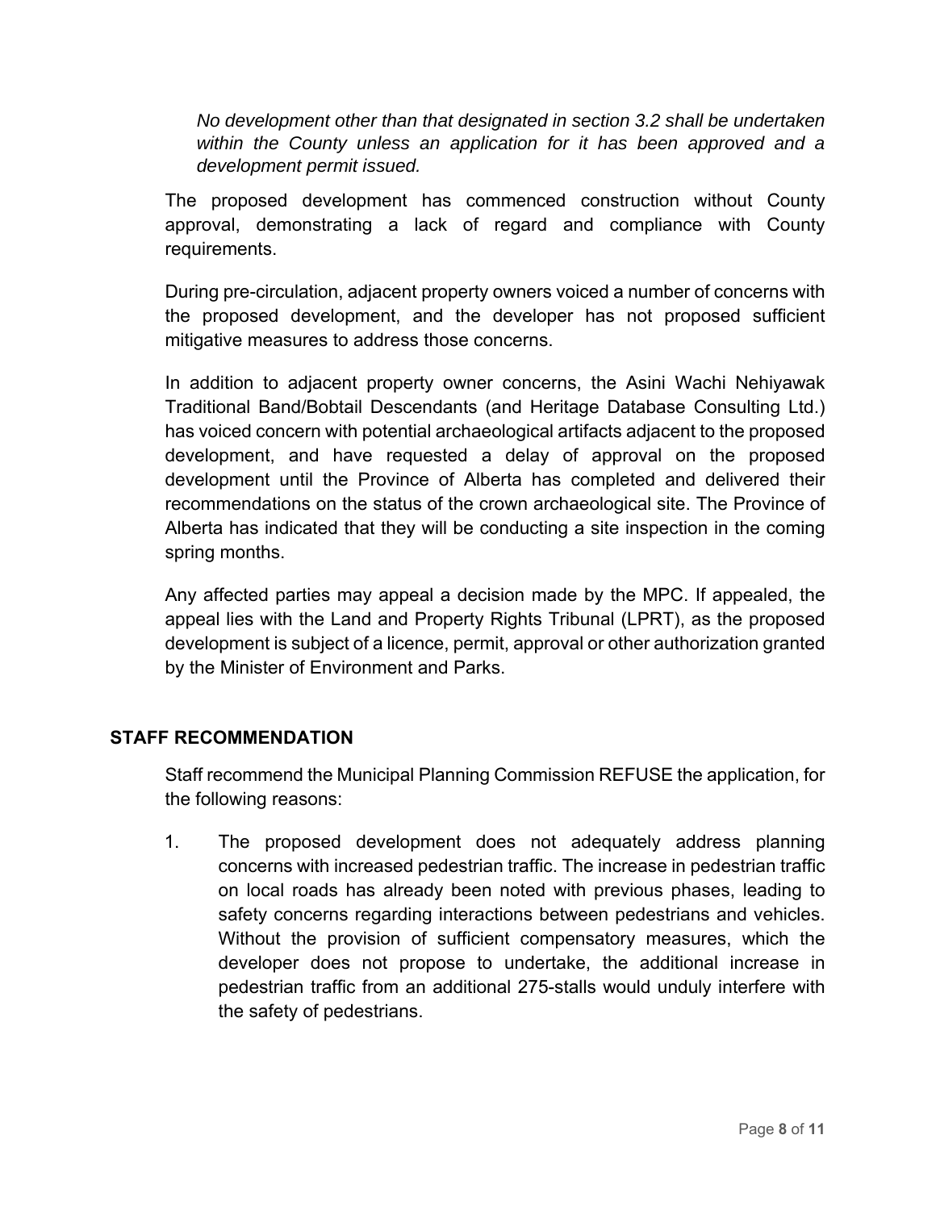*No development other than that designated in section 3.2 shall be undertaken within the County unless an application for it has been approved and a development permit issued.*

The proposed development has commenced construction without County approval, demonstrating a lack of regard and compliance with County requirements.

During pre-circulation, adjacent property owners voiced a number of concerns with the proposed development, and the developer has not proposed sufficient mitigative measures to address those concerns.

In addition to adjacent property owner concerns, the Asini Wachi Nehiyawak Traditional Band/Bobtail Descendants (and Heritage Database Consulting Ltd.) has voiced concern with potential archaeological artifacts adjacent to the proposed development, and have requested a delay of approval on the proposed development until the Province of Alberta has completed and delivered their recommendations on the status of the crown archaeological site. The Province of Alberta has indicated that they will be conducting a site inspection in the coming spring months.

Any affected parties may appeal a decision made by the MPC. If appealed, the appeal lies with the Land and Property Rights Tribunal (LPRT), as the proposed development is subject of a licence, permit, approval or other authorization granted by the Minister of Environment and Parks.

## STAFF RECOMMENDATION

Staff recommend the Municipal Planning Commission REFUSE the application, for the following reasons:

1. The proposed development does not adequately address planning concerns with increased pedestrian traffic. The increase in pedestrian traffic on local roads has already been noted with previous phases, leading to safety concerns regarding interactions between pedestrians and vehicles. Without the provision of sufficient compensatory measures, which the developer does not propose to undertake, the additional increase in pedestrian traffic from an additional 275-stalls would unduly interfere with the safety of pedestrians.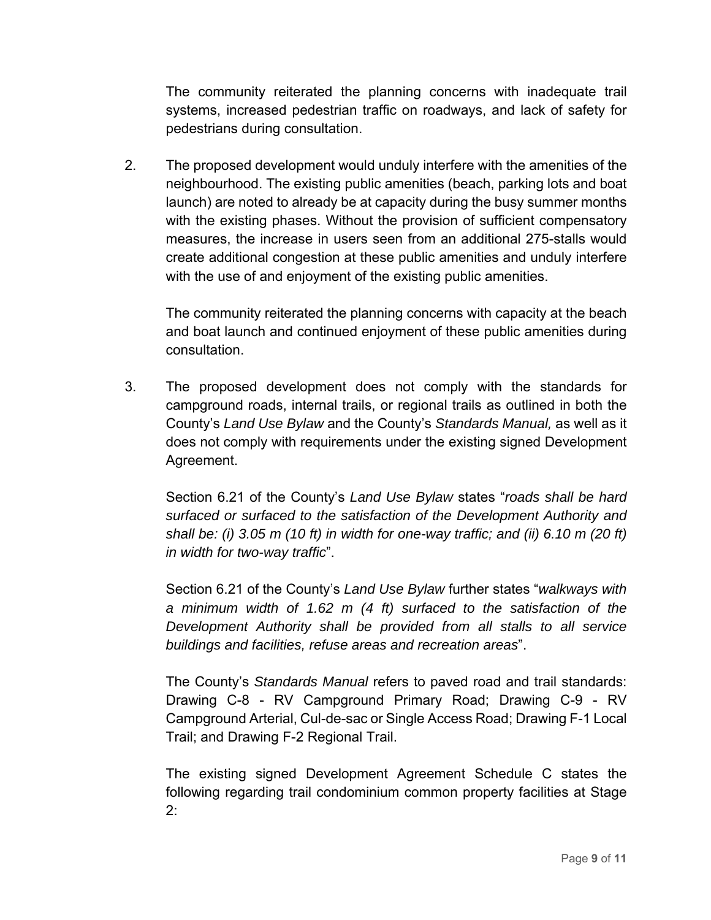The community reiterated the planning concerns with inadequate trail systems, increased pedestrian traffic on roadways, and lack of safety for pedestrians during consultation.

2. The proposed development would unduly interfere with the amenities of the neighbourhood. The existing public amenities (beach, parking lots and boat launch) are noted to already be at capacity during the busy summer months with the existing phases. Without the provision of sufficient compensatory measures, the increase in users seen from an additional 275-stalls would create additional congestion at these public amenities and unduly interfere with the use of and enjoyment of the existing public amenities.

   The community reiterated the planning concerns with capacity at the beach and boat launch and continued enjoyment of these public amenities during consultation.

3. The proposed development does not comply with the standards for campground roads, internal trails, or regional trails as outlined in both the County's *Land Use Bylaw* and the County's *Standards Manual,* as well as it does not comply with requirements under the existing signed Development Agreement.

   Section 6.21 of the County's *Land Use Bylaw* states "*roads shall be hard surfaced or surfaced to the satisfaction of the Development Authority and shall be: (i) 3.05 m (10 ft) in width for one-way traffic; and (ii) 6.10 m (20 ft) in width for two-way traffic*".

   Section 6.21 of the County's *Land Use Bylaw* further states "*walkways with a minimum width of 1.62 m (4 ft) surfaced to the satisfaction of the Development Authority shall be provided from all stalls to all service buildings and facilities, refuse areas and recreation areas*".

   The County's *Standards Manual* refers to paved road and trail standards: Drawing C-8 - RV Campground Primary Road; Drawing C-9 - RV Campground Arterial, Cul-de-sac or Single Access Road; Drawing F-1 Local Trail; and Drawing F-2 Regional Trail.

   The existing signed Development Agreement Schedule C states the following regarding trail condominium common property facilities at Stage 2: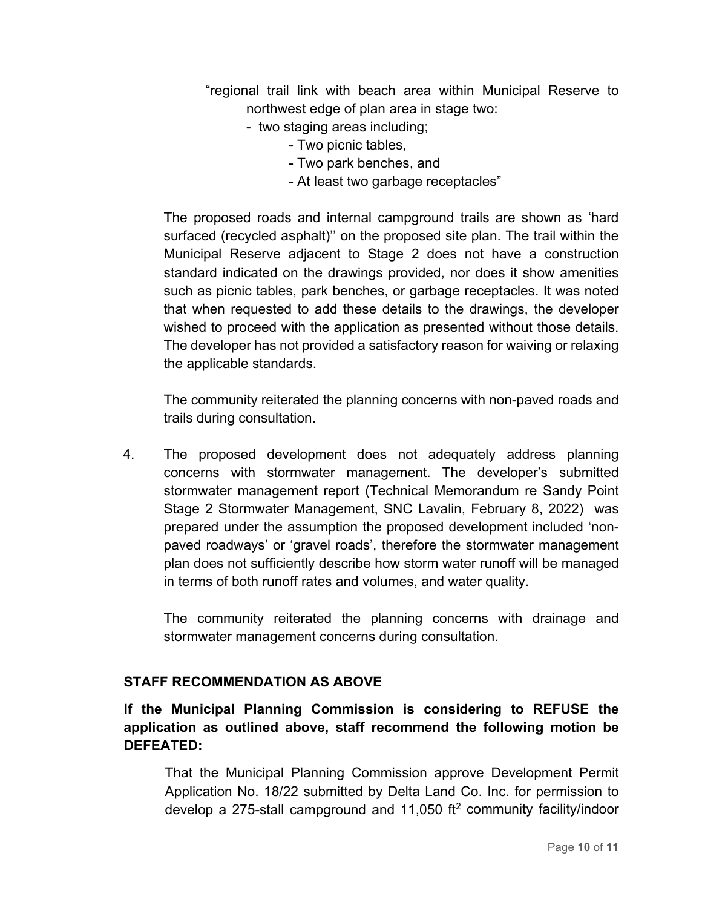"regional trail link with beach area within Municipal Reserve to northwest edge of plan area in stage two:

- two staging areas including;
  - Two picnic tables,
  - Two park benches, and
  - At least two garbage receptacles"

The proposed roads and internal campground trails are shown as 'hard surfaced (recycled asphalt)'' on the proposed site plan. The trail within the Municipal Reserve adjacent to Stage 2 does not have a construction standard indicated on the drawings provided, nor does it show amenities such as picnic tables, park benches, or garbage receptacles. It was noted that when requested to add these details to the drawings, the developer wished to proceed with the application as presented without those details. The developer has not provided a satisfactory reason for waiving or relaxing the applicable standards.

The community reiterated the planning concerns with non-paved roads and trails during consultation.

4. The proposed development does not adequately address planning concerns with stormwater management. The developer's submitted stormwater management report (Technical Memorandum re Sandy Point Stage 2 Stormwater Management, SNC Lavalin, February 8, 2022) was prepared under the assumption the proposed development included 'non-paved roadways' or 'gravel roads', therefore the stormwater management plan does not sufficiently describe how storm water runoff will be managed in terms of both runoff rates and volumes, and water quality.

   The community reiterated the planning concerns with drainage and stormwater management concerns during consultation.

**STAFF RECOMMENDATION AS ABOVE**

**If the Municipal Planning Commission is considering to REFUSE the application as outlined above, staff recommend the following motion be DEFEATED:**

That the Municipal Planning Commission approve Development Permit Application No. 18/22 submitted by Delta Land Co. Inc. for permission to develop a 275-stall campground and 11,050 $ft^2$ community facility/indoor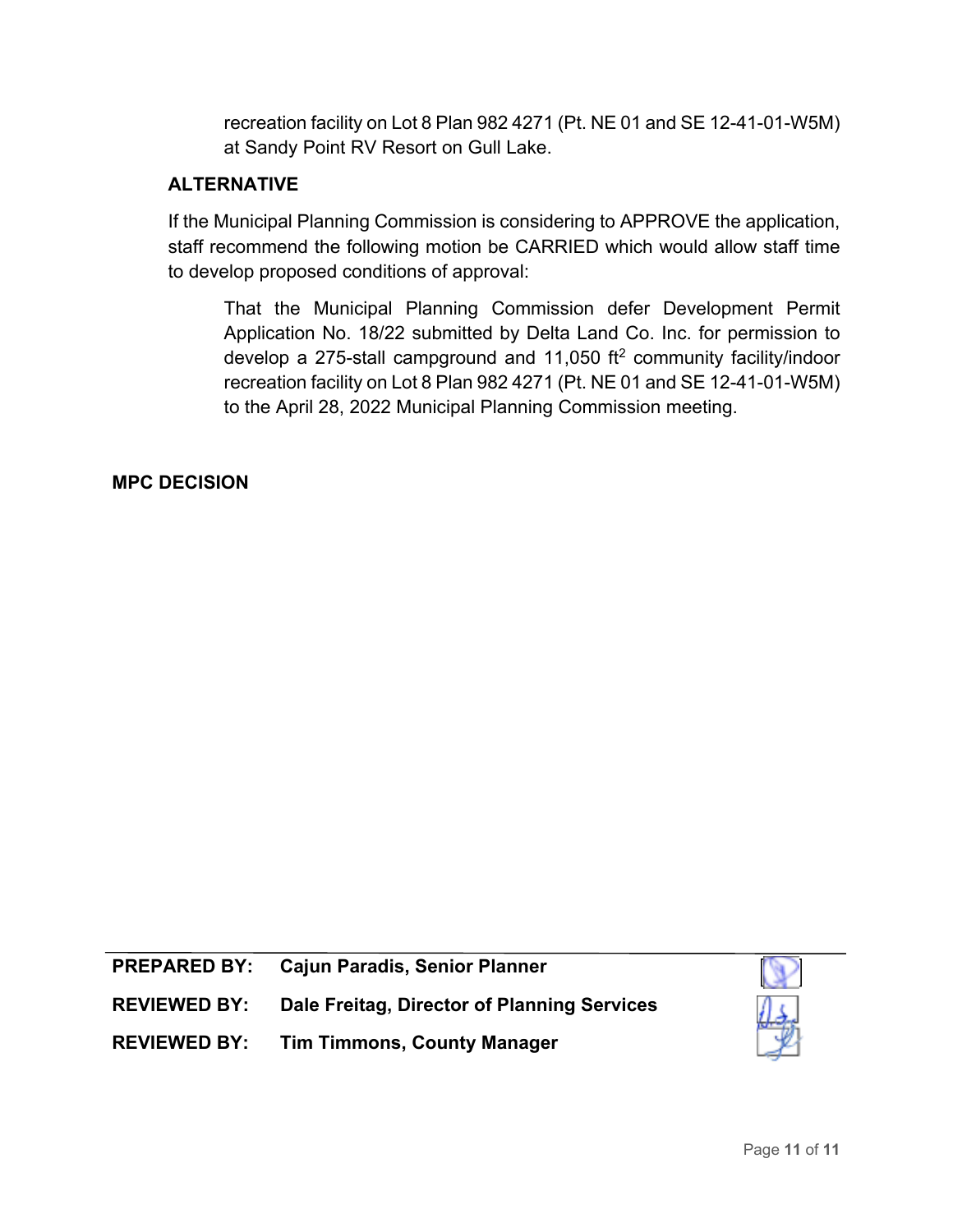recreation facility on Lot 8 Plan 982 4271 (Pt. NE 01 and SE 12-41-01-W5M) at Sandy Point RV Resort on Gull Lake.

**ALTERNATIVE**

If the Municipal Planning Commission is considering to APPROVE the application, staff recommend the following motion be CARRIED which would allow staff time to develop proposed conditions of approval:

> That the Municipal Planning Commission defer Development Permit Application No. 18/22 submitted by Delta Land Co. Inc. for permission to develop a 275-stall campground and 11,050 $ft^2$ community facility/indoor recreation facility on Lot 8 Plan 982 4271 (Pt. NE 01 and SE 12-41-01-W5M) to the April 28, 2022 Municipal Planning Commission meeting.

**MPC DECISION**

**PREPARED BY:** **Cajun Paradis, Senior Planner**

**REVIEWED BY:** **Dale Freitag, Director of Planning Services**

**REVIEWED BY:** **Tim Timmons, County Manager**